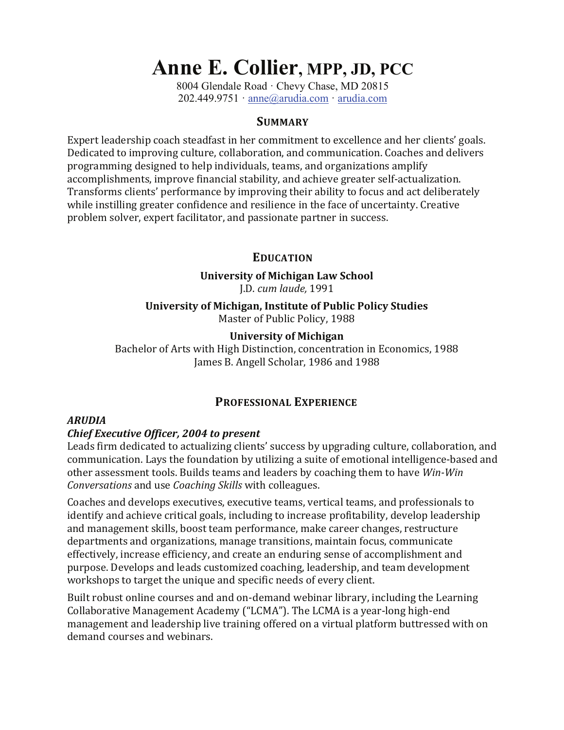# Anne E. Collier, MPP, JD, PCC

8004 Glendale Road · Chevy Chase, MD 20815
202.449.9751 · anne@arudia.com · arudia.com

## Summary

Expert leadership coach steadfast in her commitment to excellence and her clients' goals. Dedicated to improving culture, collaboration, and communication. Coaches and delivers programming designed to help individuals, teams, and organizations amplify accomplishments, improve financial stability, and achieve greater self-actualization. Transforms clients' performance by improving their ability to focus and act deliberately while instilling greater confidence and resilience in the face of uncertainty. Creative problem solver, expert facilitator, and passionate partner in success.

## Education

**University of Michigan Law School**
J.D. *cum laude,* 1991

**University of Michigan, Institute of Public Policy Studies**
Master of Public Policy, 1988

**University of Michigan**
Bachelor of Arts with High Distinction, concentration in Economics, 1988
James B. Angell Scholar, 1986 and 1988

## Professional Experience

***ARUDIA***
***Chief Executive Officer, 2004 to present***

Leads firm dedicated to actualizing clients' success by upgrading culture, collaboration, and communication. Lays the foundation by utilizing a suite of emotional intelligence-based and other assessment tools. Builds teams and leaders by coaching them to have *Win-Win Conversations* and use *Coaching Skills* with colleagues.

Coaches and develops executives, executive teams, vertical teams, and professionals to identify and achieve critical goals, including to increase profitability, develop leadership and management skills, boost team performance, make career changes, restructure departments and organizations, manage transitions, maintain focus, communicate effectively, increase efficiency, and create an enduring sense of accomplishment and purpose. Develops and leads customized coaching, leadership, and team development workshops to target the unique and specific needs of every client.

Built robust online courses and and on-demand webinar library, including the Learning Collaborative Management Academy ("LCMA"). The LCMA is a year-long high-end management and leadership live training offered on a virtual platform buttressed with on demand courses and webinars.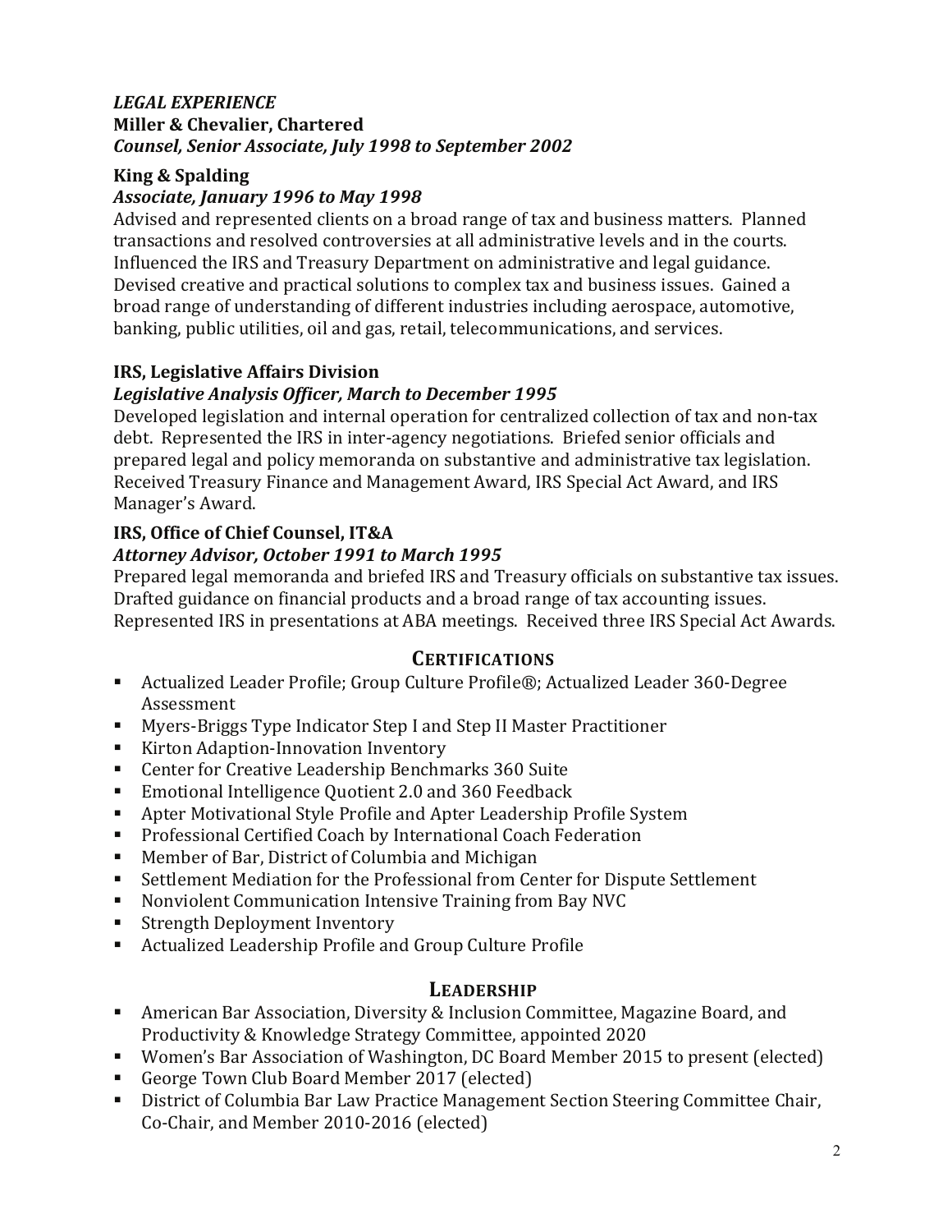***LEGAL EXPERIENCE***

**Miller & Chevalier, Chartered**
***Counsel, Senior Associate, July 1998 to September 2002***

**King & Spalding**
***Associate, January 1996 to May 1998***

Advised and represented clients on a broad range of tax and business matters. Planned transactions and resolved controversies at all administrative levels and in the courts. Influenced the IRS and Treasury Department on administrative and legal guidance. Devised creative and practical solutions to complex tax and business issues. Gained a broad range of understanding of different industries including aerospace, automotive, banking, public utilities, oil and gas, retail, telecommunications, and services.

**IRS, Legislative Affairs Division**
***Legislative Analysis Officer, March to December 1995***

Developed legislation and internal operation for centralized collection of tax and non-tax debt. Represented the IRS in inter-agency negotiations. Briefed senior officials and prepared legal and policy memoranda on substantive and administrative tax legislation. Received Treasury Finance and Management Award, IRS Special Act Award, and IRS Manager's Award.

**IRS, Office of Chief Counsel, IT&A**
***Attorney Advisor, October 1991 to March 1995***

Prepared legal memoranda and briefed IRS and Treasury officials on substantive tax issues. Drafted guidance on financial products and a broad range of tax accounting issues. Represented IRS in presentations at ABA meetings. Received three IRS Special Act Awards.

## CERTIFICATIONS

- Actualized Leader Profile; Group Culture Profile®; Actualized Leader 360-Degree Assessment
- Myers-Briggs Type Indicator Step I and Step II Master Practitioner
- Kirton Adaption-Innovation Inventory
- Center for Creative Leadership Benchmarks 360 Suite
- Emotional Intelligence Quotient 2.0 and 360 Feedback
- Apter Motivational Style Profile and Apter Leadership Profile System
- Professional Certified Coach by International Coach Federation
- Member of Bar, District of Columbia and Michigan
- Settlement Mediation for the Professional from Center for Dispute Settlement
- Nonviolent Communication Intensive Training from Bay NVC
- Strength Deployment Inventory
- Actualized Leadership Profile and Group Culture Profile

## LEADERSHIP

- American Bar Association, Diversity & Inclusion Committee, Magazine Board, and Productivity & Knowledge Strategy Committee, appointed 2020
- Women's Bar Association of Washington, DC Board Member 2015 to present (elected)
- George Town Club Board Member 2017 (elected)
- District of Columbia Bar Law Practice Management Section Steering Committee Chair, Co-Chair, and Member 2010-2016 (elected)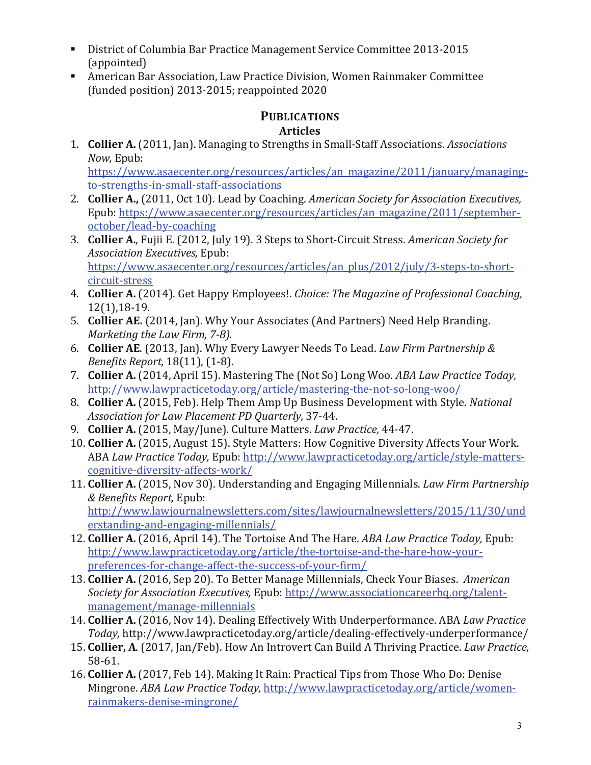- District of Columbia Bar Practice Management Service Committee 2013-2015 (appointed)
- American Bar Association, Law Practice Division, Women Rainmaker Committee (funded position) 2013-2015; reappointed 2020

## PUBLICATIONS

### Articles

1. **Collier A.** (2011, Jan). Managing to Strengths in Small-Staff Associations. *Associations Now,* Epub: https://www.asaecenter.org/resources/articles/an_magazine/2011/january/managing-to-strengths-in-small-staff-associations
2. **Collier A.,** (2011, Oct 10). Lead by Coaching. *American Society for Association Executives,* Epub: https://www.asaecenter.org/resources/articles/an_magazine/2011/september-october/lead-by-coaching
3. **Collier A.**, Fujii E. (2012, July 19). 3 Steps to Short-Circuit Stress. *American Society for Association Executives,* Epub: https://www.asaecenter.org/resources/articles/an_plus/2012/july/3-steps-to-short-circuit-stress
4. **Collier A.** (2014). Get Happy Employees!. *Choice: The Magazine of Professional Coaching,* 12(1),18-19.
5. **Collier AE.** (2014, Jan). Why Your Associates (And Partners) Need Help Branding. *Marketing the Law Firm, 7-8).*
6. **Collier AE**. (2013, Jan). Why Every Lawyer Needs To Lead. *Law Firm Partnership & Benefits Report,* 18(11), (1-8).
7. **Collier A.** (2014, April 15). Mastering The (Not So) Long Woo. *ABA Law Practice Today,* http://www.lawpracticetoday.org/article/mastering-the-not-so-long-woo/
8. **Collier A.** (2015, Feb). Help Them Amp Up Business Development with Style. *National Association for Law Placement PD Quarterly,* 37-44.
9. **Collier A.** (2015, May/June). Culture Matters. *Law Practice,* 44-47.
10. **Collier A.** (2015, August 15). Style Matters: How Cognitive Diversity Affects Your Work. ABA *Law Practice Today,* Epub: http://www.lawpracticetoday.org/article/style-matters-cognitive-diversity-affects-work/
11. **Collier A.** (2015, Nov 30). Understanding and Engaging Millennials. *Law Firm Partnership & Benefits Report,* Epub: http://www.lawjournalnewsletters.com/sites/lawjournalnewsletters/2015/11/30/understanding-and-engaging-millennials/
12. **Collier A.** (2016, April 14). The Tortoise And The Hare. *ABA Law Practice Today,* Epub: http://www.lawpracticetoday.org/article/the-tortoise-and-the-hare-how-your-preferences-for-change-affect-the-success-of-your-firm/
13. **Collier A.** (2016, Sep 20). To Better Manage Millennials, Check Your Biases. *American Society for Association Executives,* Epub: http://www.associationcareerhq.org/talent-management/manage-millennials
14. **Collier A.** (2016, Nov 14). Dealing Effectively With Underperformance. ABA *Law Practice Today,* http://www.lawpracticetoday.org/article/dealing-effectively-underperformance/
15. **Collier, A**. (2017, Jan/Feb). How An Introvert Can Build A Thriving Practice. *Law Practice,* 58-61.
16. **Collier A.** (2017, Feb 14). Making It Rain: Practical Tips from Those Who Do: Denise Mingrone. *ABA Law Practice Today,* http://www.lawpracticetoday.org/article/women-rainmakers-denise-mingrone/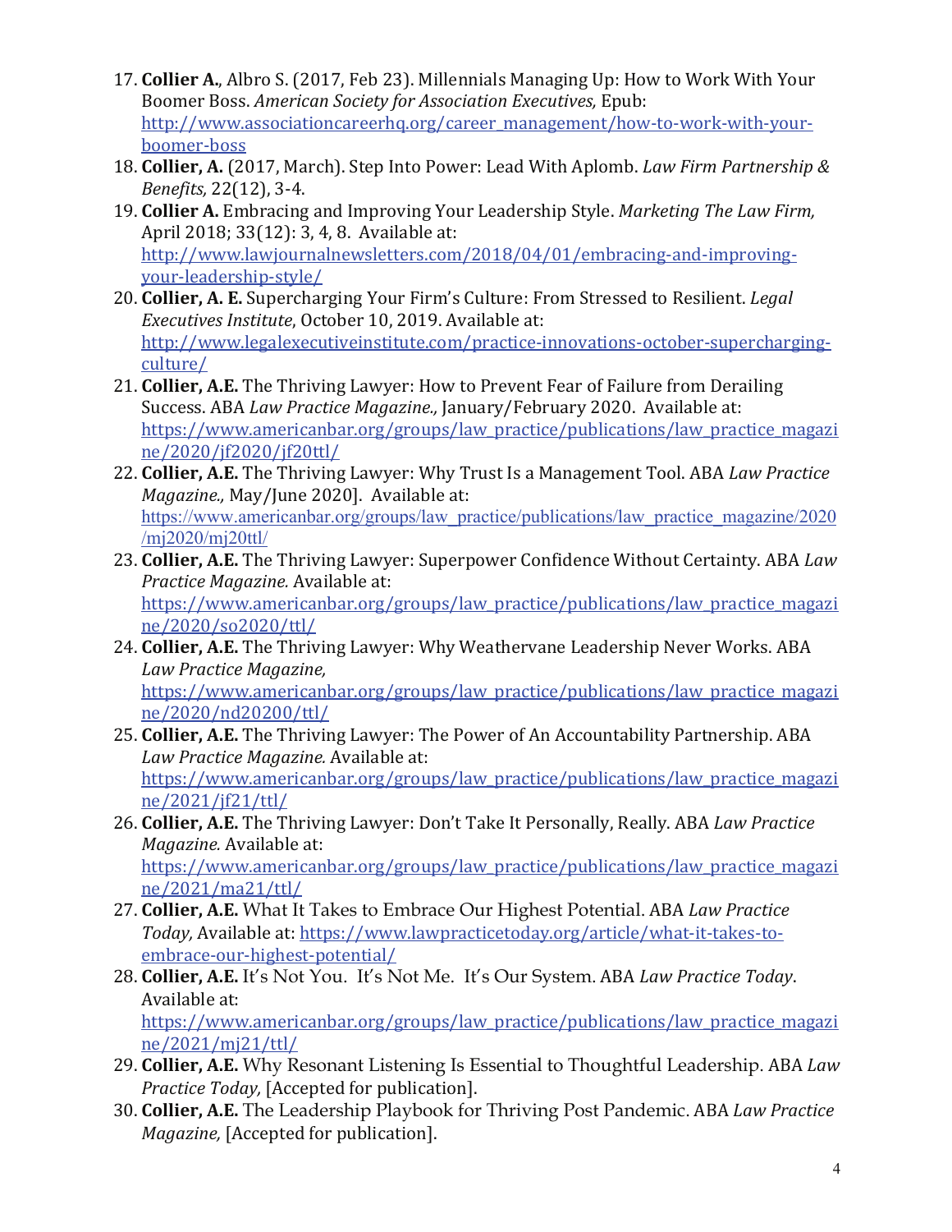17. **Collier A.**, Albro S. (2017, Feb 23). Millennials Managing Up: How to Work With Your Boomer Boss. *American Society for Association Executives,* Epub: http://www.associationcareerhq.org/career_management/how-to-work-with-your-boomer-boss
18. **Collier, A.** (2017, March). Step Into Power: Lead With Aplomb. *Law Firm Partnership & Benefits,* 22(12), 3-4.
19. **Collier A.** Embracing and Improving Your Leadership Style. *Marketing The Law Firm,* April 2018; 33(12): 3, 4, 8. Available at: http://www.lawjournalnewsletters.com/2018/04/01/embracing-and-improving-your-leadership-style/
20. **Collier, A. E.** Supercharging Your Firm's Culture: From Stressed to Resilient. *Legal Executives Institute*, October 10, 2019. Available at: http://www.legalexecutiveinstitute.com/practice-innovations-october-supercharging-culture/
21. **Collier, A.E.** The Thriving Lawyer: How to Prevent Fear of Failure from Derailing Success. ABA *Law Practice Magazine.,* January/February 2020. Available at: https://www.americanbar.org/groups/law_practice/publications/law_practice_magazine/2020/jf2020/jf20ttl/
22. **Collier, A.E.** The Thriving Lawyer: Why Trust Is a Management Tool. ABA *Law Practice Magazine.,* May/June 2020]. Available at: https://www.americanbar.org/groups/law_practice/publications/law_practice_magazine/2020/mj2020/mj20ttl/
23. **Collier, A.E.** The Thriving Lawyer: Superpower Confidence Without Certainty. ABA *Law Practice Magazine.* Available at: https://www.americanbar.org/groups/law_practice/publications/law_practice_magazine/2020/so2020/ttl/
24. **Collier, A.E.** The Thriving Lawyer: Why Weathervane Leadership Never Works. ABA *Law Practice Magazine,* https://www.americanbar.org/groups/law_practice/publications/law_practice_magazine/2020/nd20200/ttl/
25. **Collier, A.E.** The Thriving Lawyer: The Power of An Accountability Partnership. ABA *Law Practice Magazine.* Available at: https://www.americanbar.org/groups/law_practice/publications/law_practice_magazine/2021/jf21/ttl/
26. **Collier, A.E.** The Thriving Lawyer: Don't Take It Personally, Really. ABA *Law Practice Magazine.* Available at: https://www.americanbar.org/groups/law_practice/publications/law_practice_magazine/2021/ma21/ttl/
27. **Collier, A.E.** What It Takes to Embrace Our Highest Potential. ABA *Law Practice Today,* Available at: https://www.lawpracticetoday.org/article/what-it-takes-to-embrace-our-highest-potential/
28. **Collier, A.E.** It's Not You. It's Not Me. It's Our System. ABA *Law Practice Today*. Available at: https://www.americanbar.org/groups/law_practice/publications/law_practice_magazine/2021/mj21/ttl/
29. **Collier, A.E.** Why Resonant Listening Is Essential to Thoughtful Leadership. ABA *Law Practice Today,* [Accepted for publication].
30. **Collier, A.E.** The Leadership Playbook for Thriving Post Pandemic. ABA *Law Practice Magazine,* [Accepted for publication].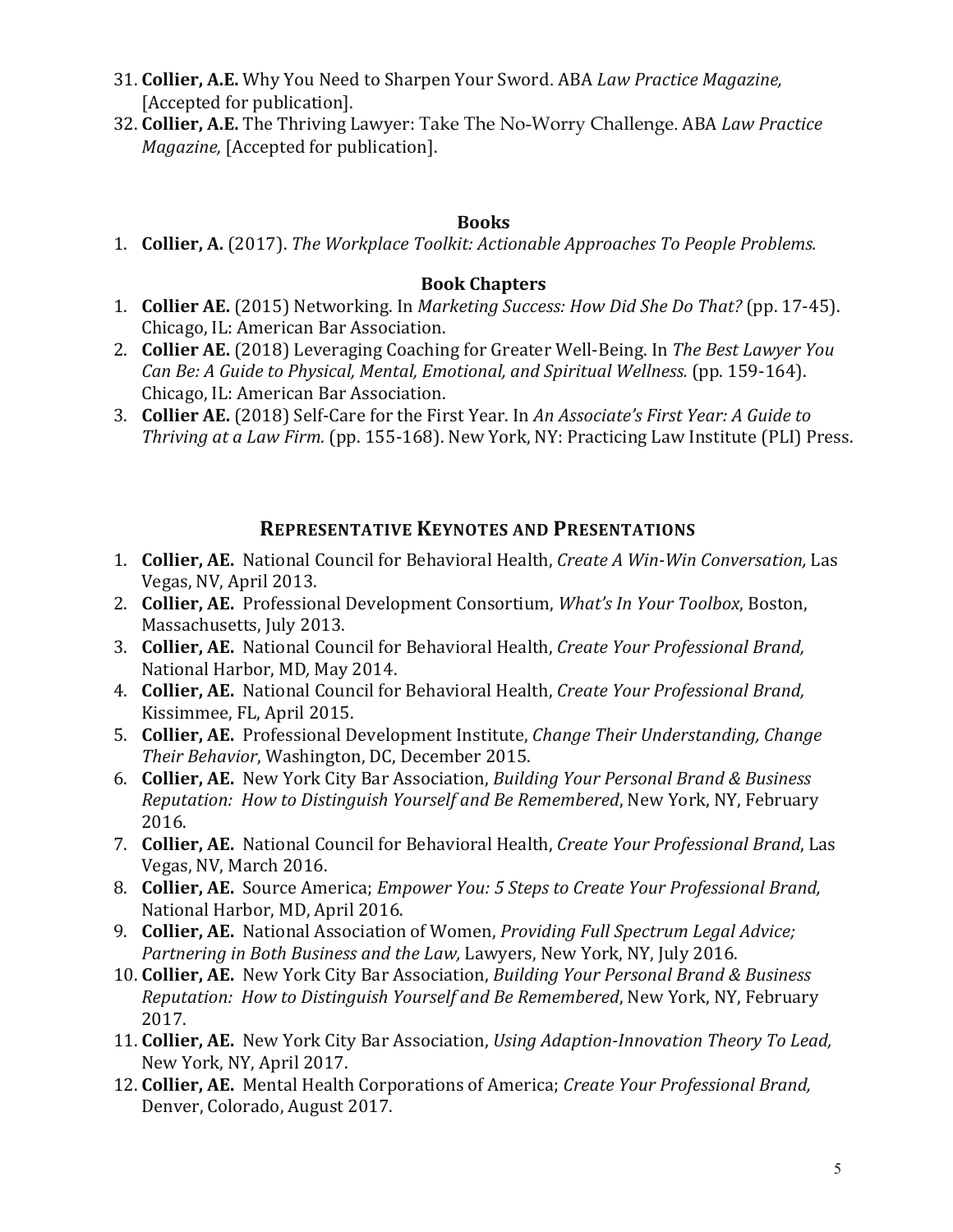31. **Collier, A.E.** Why You Need to Sharpen Your Sword. ABA *Law Practice Magazine,* [Accepted for publication].
32. **Collier, A.E.** The Thriving Lawyer: Take The No-Worry Challenge. ABA *Law Practice Magazine,* [Accepted for publication].

### Books

1. **Collier, A.** (2017). *The Workplace Toolkit: Actionable Approaches To People Problems.*

### Book Chapters

1. **Collier AE.** (2015) Networking. In *Marketing Success: How Did She Do That?* (pp. 17-45). Chicago, IL: American Bar Association.
2. **Collier AE.** (2018) Leveraging Coaching for Greater Well-Being. In *The Best Lawyer You Can Be: A Guide to Physical, Mental, Emotional, and Spiritual Wellness.* (pp. 159-164). Chicago, IL: American Bar Association.
3. **Collier AE.** (2018) Self-Care for the First Year. In *An Associate's First Year: A Guide to Thriving at a Law Firm.* (pp. 155-168). New York, NY: Practicing Law Institute (PLI) Press.

## Representative Keynotes and Presentations

1. **Collier, AE.** National Council for Behavioral Health, *Create A Win-Win Conversation,* Las Vegas, NV, April 2013.
2. **Collier, AE.** Professional Development Consortium, *What's In Your Toolbox*, Boston, Massachusetts, July 2013.
3. **Collier, AE.** National Council for Behavioral Health, *Create Your Professional Brand,* National Harbor, MD*,* May 2014.
4. **Collier, AE.** National Council for Behavioral Health, *Create Your Professional Brand,* Kissimmee, FL, April 2015.
5. **Collier, AE.** Professional Development Institute, *Change Their Understanding, Change Their Behavior*, Washington, DC, December 2015.
6. **Collier, AE.** New York City Bar Association, *Building Your Personal Brand & Business Reputation: How to Distinguish Yourself and Be Remembered*, New York, NY, February 2016.
7. **Collier, AE.** National Council for Behavioral Health, *Create Your Professional Brand*, Las Vegas, NV, March 2016.
8. **Collier, AE.** Source America; *Empower You: 5 Steps to Create Your Professional Brand,* National Harbor, MD, April 2016.
9. **Collier, AE.** National Association of Women, *Providing Full Spectrum Legal Advice; Partnering in Both Business and the Law,* Lawyers, New York, NY, July 2016.
10. **Collier, AE.** New York City Bar Association, *Building Your Personal Brand & Business Reputation: How to Distinguish Yourself and Be Remembered*, New York, NY, February 2017.
11. **Collier, AE.** New York City Bar Association, *Using Adaption-Innovation Theory To Lead,* New York, NY, April 2017.
12. **Collier, AE.** Mental Health Corporations of America; *Create Your Professional Brand,* Denver, Colorado, August 2017.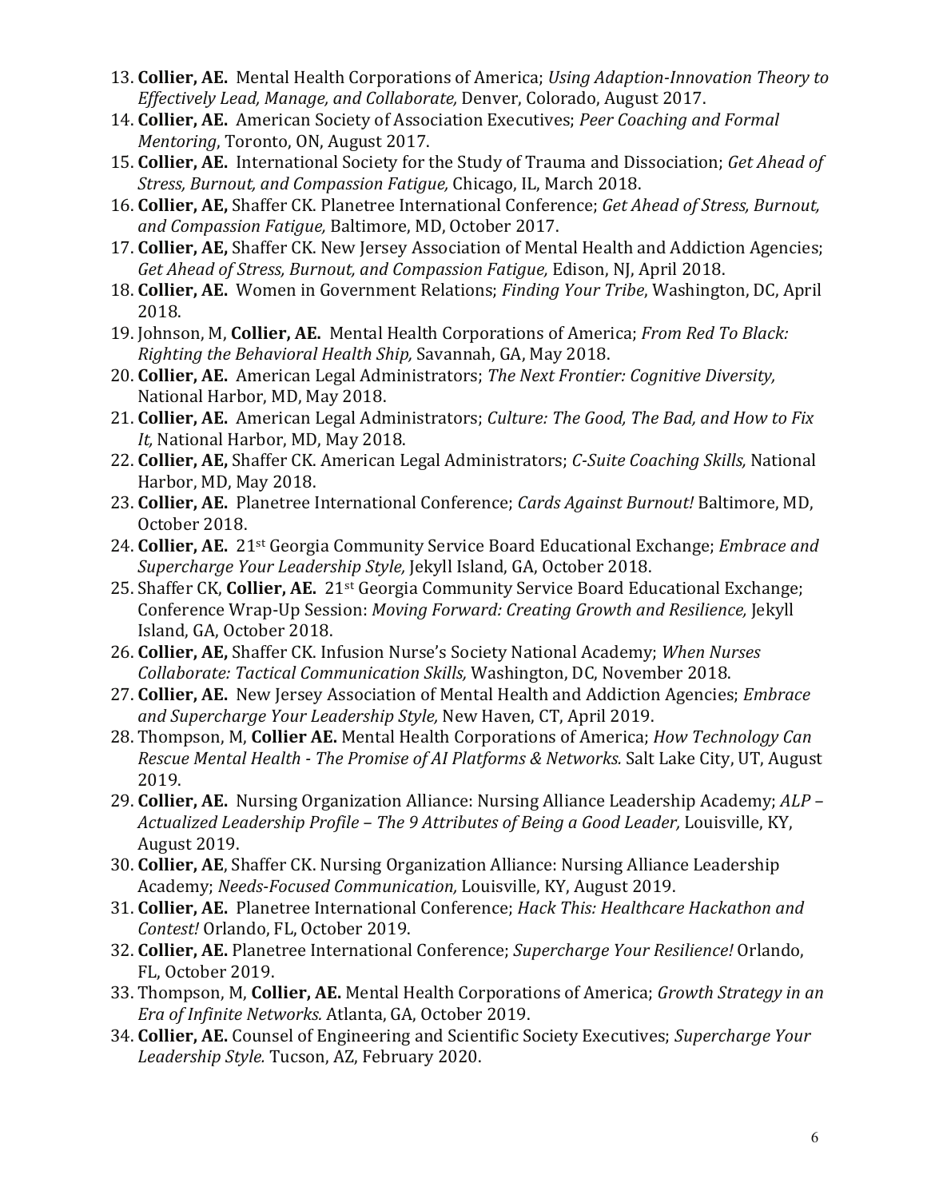13. **Collier, AE.** Mental Health Corporations of America; *Using Adaption-Innovation Theory to Effectively Lead, Manage, and Collaborate,* Denver, Colorado, August 2017.
14. **Collier, AE.** American Society of Association Executives; *Peer Coaching and Formal Mentoring*, Toronto, ON, August 2017.
15. **Collier, AE.** International Society for the Study of Trauma and Dissociation; *Get Ahead of Stress, Burnout, and Compassion Fatigue,* Chicago, IL, March 2018.
16. **Collier, AE,** Shaffer CK. Planetree International Conference; *Get Ahead of Stress, Burnout, and Compassion Fatigue,* Baltimore, MD, October 2017.
17. **Collier, AE,** Shaffer CK. New Jersey Association of Mental Health and Addiction Agencies; *Get Ahead of Stress, Burnout, and Compassion Fatigue,* Edison, NJ, April 2018.
18. **Collier, AE.** Women in Government Relations; *Finding Your Tribe*, Washington, DC, April 2018.
19. Johnson, M, **Collier, AE.** Mental Health Corporations of America; *From Red To Black: Righting the Behavioral Health Ship,* Savannah, GA, May 2018.
20. **Collier, AE.** American Legal Administrators; *The Next Frontier: Cognitive Diversity,* National Harbor, MD, May 2018.
21. **Collier, AE.** American Legal Administrators; *Culture: The Good, The Bad, and How to Fix It,* National Harbor, MD, May 2018.
22. **Collier, AE,** Shaffer CK. American Legal Administrators; *C-Suite Coaching Skills,* National Harbor, MD, May 2018.
23. **Collier, AE.** Planetree International Conference; *Cards Against Burnout!* Baltimore, MD, October 2018.
24. **Collier, AE.** 21st Georgia Community Service Board Educational Exchange; *Embrace and Supercharge Your Leadership Style,* Jekyll Island, GA, October 2018.
25. Shaffer CK, **Collier, AE.** 21st Georgia Community Service Board Educational Exchange; Conference Wrap-Up Session: *Moving Forward: Creating Growth and Resilience,* Jekyll Island, GA, October 2018.
26. **Collier, AE,** Shaffer CK. Infusion Nurse's Society National Academy; *When Nurses Collaborate: Tactical Communication Skills,* Washington, DC, November 2018.
27. **Collier, AE.** New Jersey Association of Mental Health and Addiction Agencies; *Embrace and Supercharge Your Leadership Style,* New Haven, CT, April 2019.
28. Thompson, M, **Collier AE.** Mental Health Corporations of America; *How Technology Can Rescue Mental Health - The Promise of AI Platforms & Networks.* Salt Lake City, UT, August 2019.
29. **Collier, AE.** Nursing Organization Alliance: Nursing Alliance Leadership Academy; *ALP – Actualized Leadership Profile – The 9 Attributes of Being a Good Leader,* Louisville, KY, August 2019.
30. **Collier, AE**, Shaffer CK. Nursing Organization Alliance: Nursing Alliance Leadership Academy; *Needs-Focused Communication,* Louisville, KY, August 2019.
31. **Collier, AE.** Planetree International Conference; *Hack This: Healthcare Hackathon and Contest!* Orlando, FL, October 2019.
32. **Collier, AE.** Planetree International Conference; *Supercharge Your Resilience!* Orlando, FL, October 2019.
33. Thompson, M, **Collier, AE.** Mental Health Corporations of America; *Growth Strategy in an Era of Infinite Networks.* Atlanta, GA, October 2019.
34. **Collier, AE.** Counsel of Engineering and Scientific Society Executives; *Supercharge Your Leadership Style.* Tucson, AZ, February 2020.